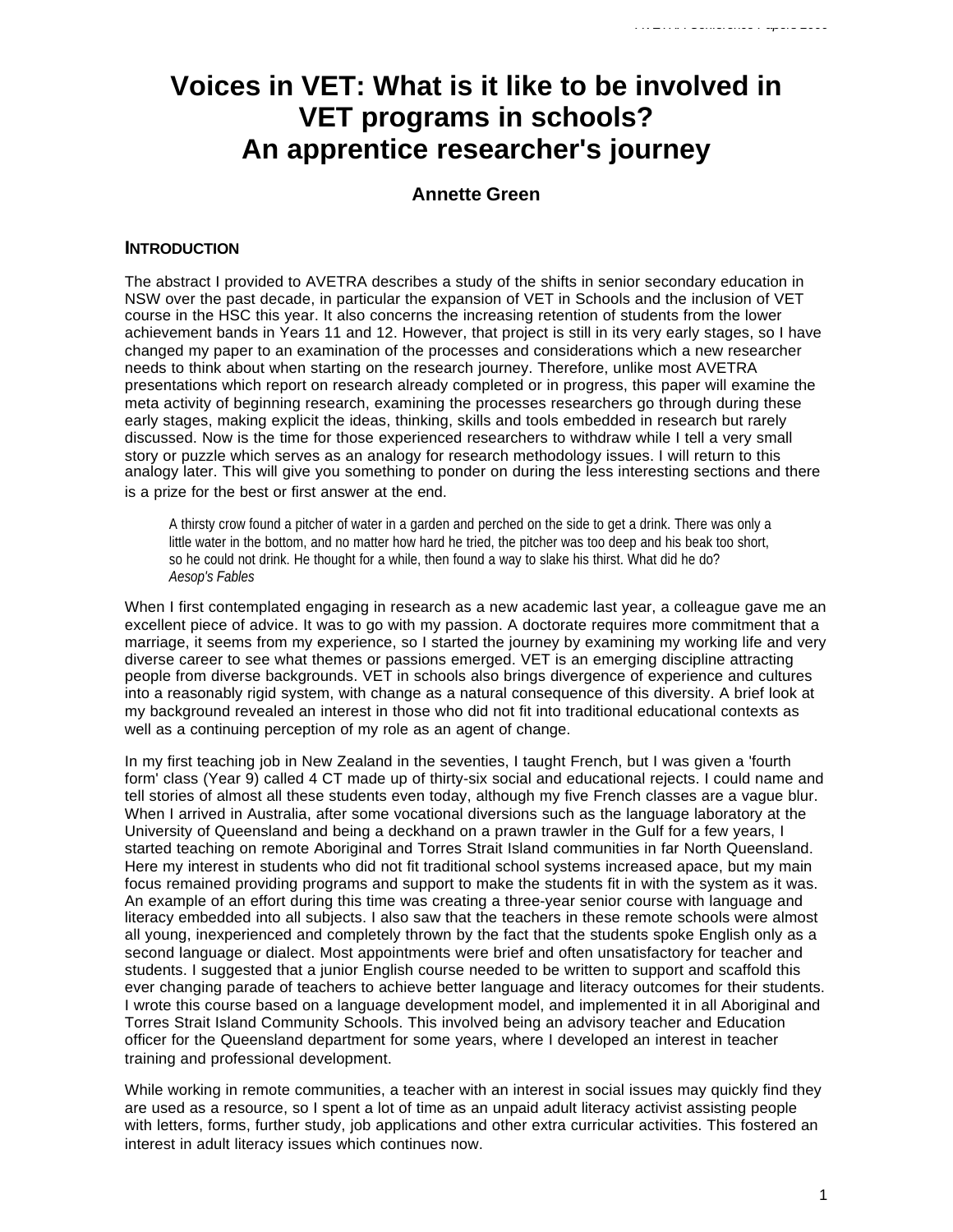# Voices in VET: What is it like to be involved in VET programs in schools? An apprentice researcher's journey

**Annette Green**

## INTRODUCTION

The abstract I provided to AVETRA describes a study of the shifts in senior secondary education in NSW over the past decade, in particular the expansion of VET in Schools and the inclusion of VET course in the HSC this year. It also concerns the increasing retention of students from the lower achievement bands in Years 11 and 12. However, that project is still in its very early stages, so I have changed my paper to an examination of the processes and considerations which a new researcher needs to think about when starting on the research journey. Therefore, unlike most AVETRA presentations which report on research already completed or in progress, this paper will examine the meta activity of beginning research, examining the processes researchers go through during these early stages, making explicit the ideas, thinking, skills and tools embedded in research but rarely discussed. Now is the time for those experienced researchers to withdraw while I tell a very small story or puzzle which serves as an analogy for research methodology issues. I will return to this analogy later. This will give you something to ponder on during the less interesting sections and there is a prize for the best or first answer at the end.

> A thirsty crow found a pitcher of water in a garden and perched on the side to get a drink. There was only a little water in the bottom, and no matter how hard he tried, the pitcher was too deep and his beak too short, so he could not drink. He thought for a while, then found a way to slake his thirst. What did he do?
> *Aesop's Fables*

When I first contemplated engaging in research as a new academic last year, a colleague gave me an excellent piece of advice. It was to go with my passion. A doctorate requires more commitment that a marriage, it seems from my experience, so I started the journey by examining my working life and very diverse career to see what themes or passions emerged. VET is an emerging discipline attracting people from diverse backgrounds. VET in schools also brings divergence of experience and cultures into a reasonably rigid system, with change as a natural consequence of this diversity. A brief look at my background revealed an interest in those who did not fit into traditional educational contexts as well as a continuing perception of my role as an agent of change.

In my first teaching job in New Zealand in the seventies, I taught French, but I was given a 'fourth form' class (Year 9) called 4 CT made up of thirty-six social and educational rejects. I could name and tell stories of almost all these students even today, although my five French classes are a vague blur. When I arrived in Australia, after some vocational diversions such as the language laboratory at the University of Queensland and being a deckhand on a prawn trawler in the Gulf for a few years, I started teaching on remote Aboriginal and Torres Strait Island communities in far North Queensland. Here my interest in students who did not fit traditional school systems increased apace, but my main focus remained providing programs and support to make the students fit in with the system as it was. An example of an effort during this time was creating a three-year senior course with language and literacy embedded into all subjects. I also saw that the teachers in these remote schools were almost all young, inexperienced and completely thrown by the fact that the students spoke English only as a second language or dialect. Most appointments were brief and often unsatisfactory for teacher and students. I suggested that a junior English course needed to be written to support and scaffold this ever changing parade of teachers to achieve better language and literacy outcomes for their students. I wrote this course based on a language development model, and implemented it in all Aboriginal and Torres Strait Island Community Schools. This involved being an advisory teacher and Education officer for the Queensland department for some years, where I developed an interest in teacher training and professional development.

While working in remote communities, a teacher with an interest in social issues may quickly find they are used as a resource, so I spent a lot of time as an unpaid adult literacy activist assisting people with letters, forms, further study, job applications and other extra curricular activities. This fostered an interest in adult literacy issues which continues now.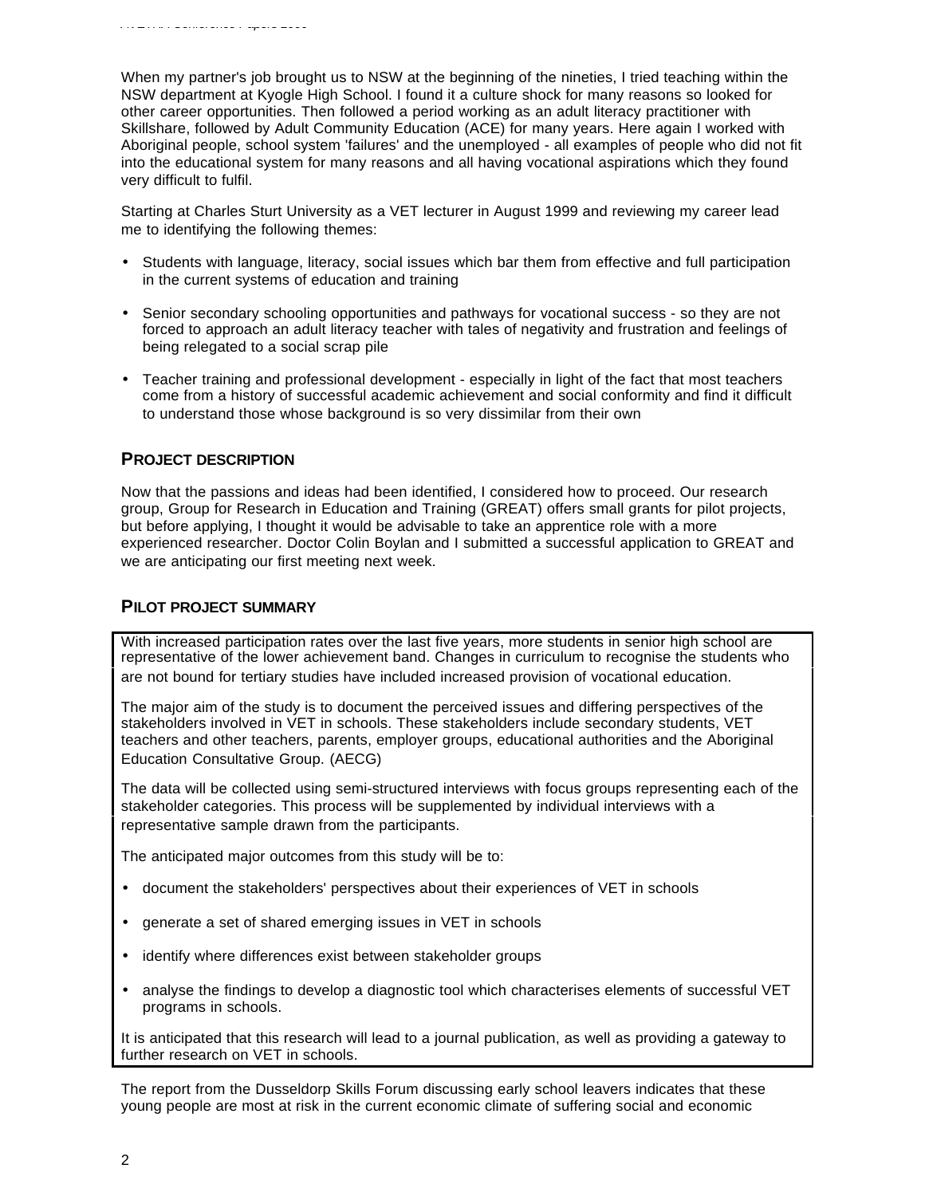When my partner's job brought us to NSW at the beginning of the nineties, I tried teaching within the NSW department at Kyogle High School. I found it a culture shock for many reasons so looked for other career opportunities. Then followed a period working as an adult literacy practitioner with Skillshare, followed by Adult Community Education (ACE) for many years. Here again I worked with Aboriginal people, school system 'failures' and the unemployed - all examples of people who did not fit into the educational system for many reasons and all having vocational aspirations which they found very difficult to fulfil.

Starting at Charles Sturt University as a VET lecturer in August 1999 and reviewing my career lead me to identifying the following themes:

- Students with language, literacy, social issues which bar them from effective and full participation in the current systems of education and training
- Senior secondary schooling opportunities and pathways for vocational success - so they are not forced to approach an adult literacy teacher with tales of negativity and frustration and feelings of being relegated to a social scrap pile
- Teacher training and professional development - especially in light of the fact that most teachers come from a history of successful academic achievement and social conformity and find it difficult to understand those whose background is so very dissimilar from their own

## PROJECT DESCRIPTION

Now that the passions and ideas had been identified, I considered how to proceed. Our research group, Group for Research in Education and Training (GREAT) offers small grants for pilot projects, but before applying, I thought it would be advisable to take an apprentice role with a more experienced researcher. Doctor Colin Boylan and I submitted a successful application to GREAT and we are anticipating our first meeting next week.

## PILOT PROJECT SUMMARY

With increased participation rates over the last five years, more students in senior high school are representative of the lower achievement band. Changes in curriculum to recognise the students who are not bound for tertiary studies have included increased provision of vocational education.

The major aim of the study is to document the perceived issues and differing perspectives of the stakeholders involved in VET in schools. These stakeholders include secondary students, VET teachers and other teachers, parents, employer groups, educational authorities and the Aboriginal Education Consultative Group. (AECG)

The data will be collected using semi-structured interviews with focus groups representing each of the stakeholder categories. This process will be supplemented by individual interviews with a representative sample drawn from the participants.

The anticipated major outcomes from this study will be to:

- document the stakeholders' perspectives about their experiences of VET in schools
- generate a set of shared emerging issues in VET in schools
- identify where differences exist between stakeholder groups
- analyse the findings to develop a diagnostic tool which characterises elements of successful VET programs in schools.

It is anticipated that this research will lead to a journal publication, as well as providing a gateway to further research on VET in schools.

The report from the Dusseldorp Skills Forum discussing early school leavers indicates that these young people are most at risk in the current economic climate of suffering social and economic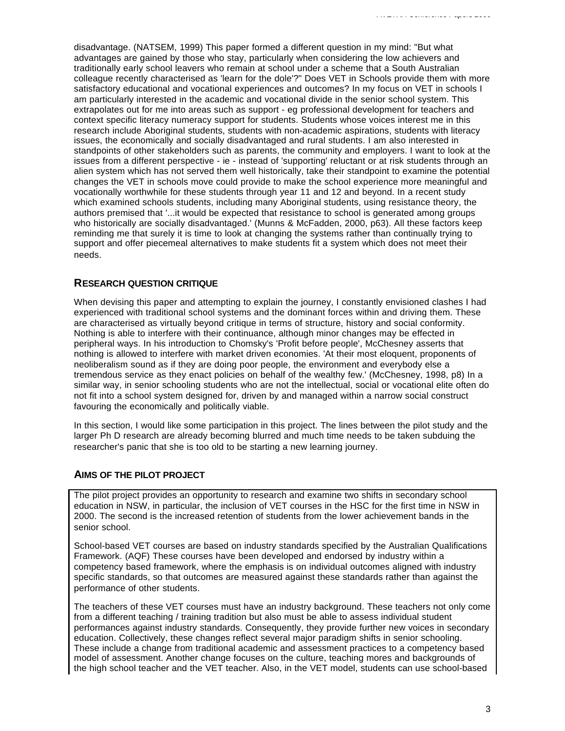disadvantage. (NATSEM, 1999) This paper formed a different question in my mind: "But what advantages are gained by those who stay, particularly when considering the low achievers and traditionally early school leavers who remain at school under a scheme that a South Australian colleague recently characterised as 'learn for the dole'?" Does VET in Schools provide them with more satisfactory educational and vocational experiences and outcomes? In my focus on VET in schools I am particularly interested in the academic and vocational divide in the senior school system. This extrapolates out for me into areas such as support - eg professional development for teachers and context specific literacy numeracy support for students. Students whose voices interest me in this research include Aboriginal students, students with non-academic aspirations, students with literacy issues, the economically and socially disadvantaged and rural students. I am also interested in standpoints of other stakeholders such as parents, the community and employers. I want to look at the issues from a different perspective - ie - instead of 'supporting' reluctant or at risk students through an alien system which has not served them well historically, take their standpoint to examine the potential changes the VET in schools move could provide to make the school experience more meaningful and vocationally worthwhile for these students through year 11 and 12 and beyond. In a recent study which examined schools students, including many Aboriginal students, using resistance theory, the authors premised that '...it would be expected that resistance to school is generated among groups who historically are socially disadvantaged.' (Munns & McFadden, 2000, p63). All these factors keep reminding me that surely it is time to look at changing the systems rather than continually trying to support and offer piecemeal alternatives to make students fit a system which does not meet their needs.

## RESEARCH QUESTION CRITIQUE

When devising this paper and attempting to explain the journey, I constantly envisioned clashes I had experienced with traditional school systems and the dominant forces within and driving them. These are characterised as virtually beyond critique in terms of structure, history and social conformity. Nothing is able to interfere with their continuance, although minor changes may be effected in peripheral ways. In his introduction to Chomsky's 'Profit before people', McChesney asserts that nothing is allowed to interfere with market driven economies. 'At their most eloquent, proponents of neoliberalism sound as if they are doing poor people, the environment and everybody else a tremendous service as they enact policies on behalf of the wealthy few.' (McChesney, 1998, p8) In a similar way, in senior schooling students who are not the intellectual, social or vocational elite often do not fit into a school system designed for, driven by and managed within a narrow social construct favouring the economically and politically viable.

In this section, I would like some participation in this project. The lines between the pilot study and the larger Ph D research are already becoming blurred and much time needs to be taken subduing the researcher's panic that she is too old to be starting a new learning journey.

## AIMS OF THE PILOT PROJECT

The pilot project provides an opportunity to research and examine two shifts in secondary school education in NSW, in particular, the inclusion of VET courses in the HSC for the first time in NSW in 2000. The second is the increased retention of students from the lower achievement bands in the senior school.

School-based VET courses are based on industry standards specified by the Australian Qualifications Framework. (AQF) These courses have been developed and endorsed by industry within a competency based framework, where the emphasis is on individual outcomes aligned with industry specific standards, so that outcomes are measured against these standards rather than against the performance of other students.

The teachers of these VET courses must have an industry background. These teachers not only come from a different teaching / training tradition but also must be able to assess individual student performances against industry standards. Consequently, they provide further new voices in secondary education. Collectively, these changes reflect several major paradigm shifts in senior schooling. These include a change from traditional academic and assessment practices to a competency based model of assessment. Another change focuses on the culture, teaching mores and backgrounds of the high school teacher and the VET teacher. Also, in the VET model, students can use school-based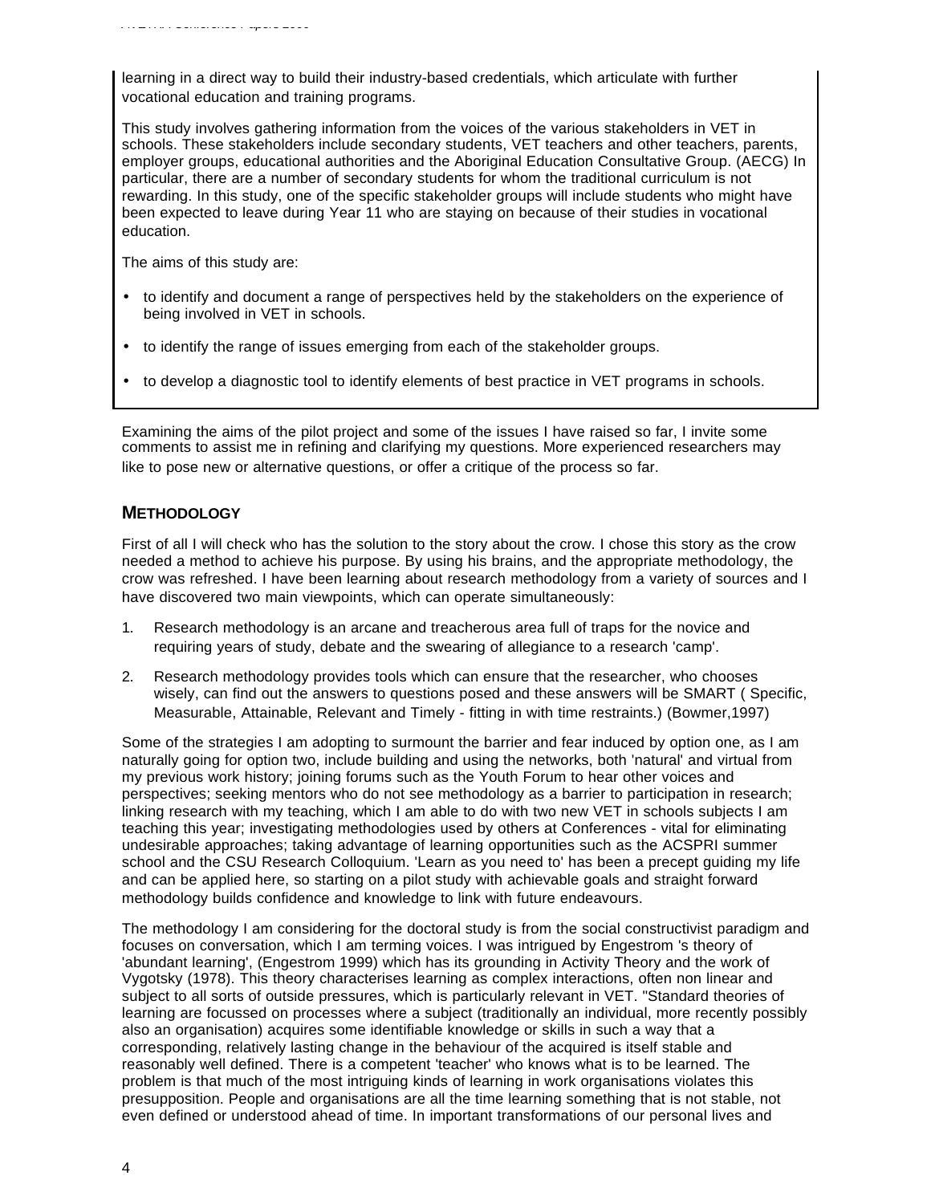learning in a direct way to build their industry-based credentials, which articulate with further vocational education and training programs.

This study involves gathering information from the voices of the various stakeholders in VET in schools. These stakeholders include secondary students, VET teachers and other teachers, parents, employer groups, educational authorities and the Aboriginal Education Consultative Group. (AECG) In particular, there are a number of secondary students for whom the traditional curriculum is not rewarding. In this study, one of the specific stakeholder groups will include students who might have been expected to leave during Year 11 who are staying on because of their studies in vocational education.

The aims of this study are:

- to identify and document a range of perspectives held by the stakeholders on the experience of being involved in VET in schools.
- to identify the range of issues emerging from each of the stakeholder groups.
- to develop a diagnostic tool to identify elements of best practice in VET programs in schools.

Examining the aims of the pilot project and some of the issues I have raised so far, I invite some comments to assist me in refining and clarifying my questions. More experienced researchers may like to pose new or alternative questions, or offer a critique of the process so far.

## METHODOLOGY

First of all I will check who has the solution to the story about the crow. I chose this story as the crow needed a method to achieve his purpose. By using his brains, and the appropriate methodology, the crow was refreshed. I have been learning about research methodology from a variety of sources and I have discovered two main viewpoints, which can operate simultaneously:

1. Research methodology is an arcane and treacherous area full of traps for the novice and requiring years of study, debate and the swearing of allegiance to a research 'camp'.
2. Research methodology provides tools which can ensure that the researcher, who chooses wisely, can find out the answers to questions posed and these answers will be SMART ( Specific, Measurable, Attainable, Relevant and Timely - fitting in with time restraints.) (Bowmer,1997)

Some of the strategies I am adopting to surmount the barrier and fear induced by option one, as I am naturally going for option two, include building and using the networks, both 'natural' and virtual from my previous work history; joining forums such as the Youth Forum to hear other voices and perspectives; seeking mentors who do not see methodology as a barrier to participation in research; linking research with my teaching, which I am able to do with two new VET in schools subjects I am teaching this year; investigating methodologies used by others at Conferences - vital for eliminating undesirable approaches; taking advantage of learning opportunities such as the ACSPRI summer school and the CSU Research Colloquium. 'Learn as you need to' has been a precept guiding my life and can be applied here, so starting on a pilot study with achievable goals and straight forward methodology builds confidence and knowledge to link with future endeavours.

The methodology I am considering for the doctoral study is from the social constructivist paradigm and focuses on conversation, which I am terming voices. I was intrigued by Engestrom 's theory of 'abundant learning', (Engestrom 1999) which has its grounding in Activity Theory and the work of Vygotsky (1978). This theory characterises learning as complex interactions, often non linear and subject to all sorts of outside pressures, which is particularly relevant in VET. "Standard theories of learning are focussed on processes where a subject (traditionally an individual, more recently possibly also an organisation) acquires some identifiable knowledge or skills in such a way that a corresponding, relatively lasting change in the behaviour of the acquired is itself stable and reasonably well defined. There is a competent 'teacher' who knows what is to be learned. The problem is that much of the most intriguing kinds of learning in work organisations violates this presupposition. People and organisations are all the time learning something that is not stable, not even defined or understood ahead of time. In important transformations of our personal lives and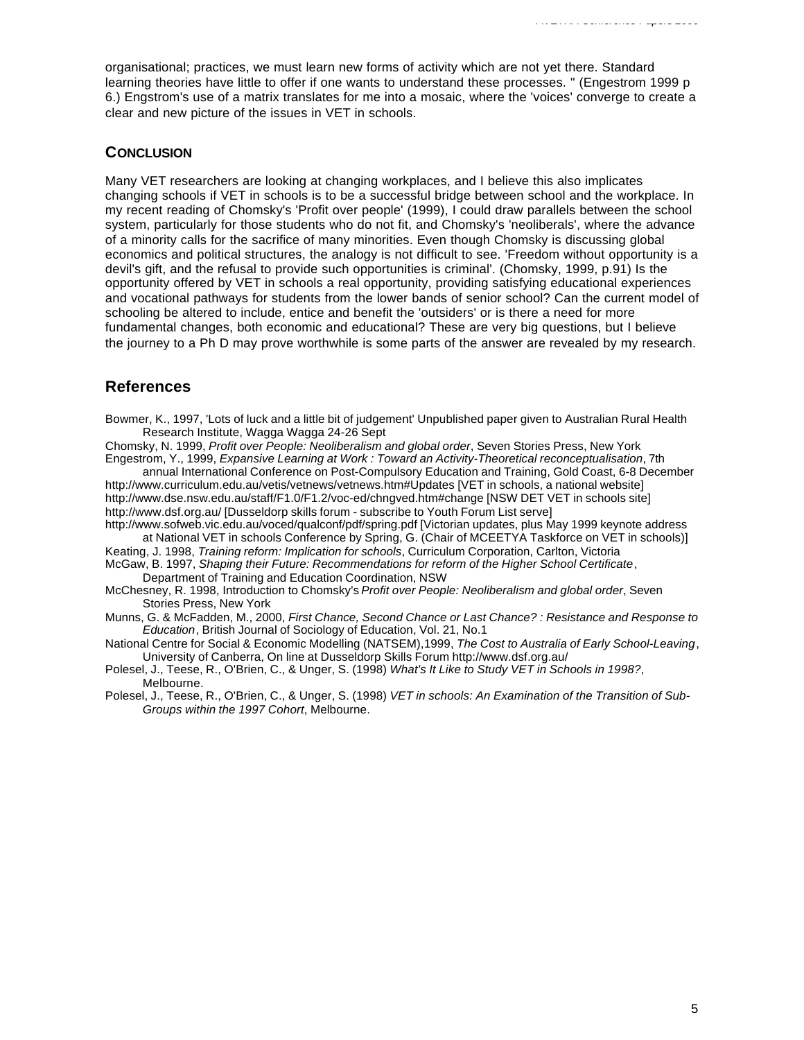organisational; practices, we must learn new forms of activity which are not yet there. Standard learning theories have little to offer if one wants to understand these processes. " (Engestrom 1999 p 6.) Engstrom's use of a matrix translates for me into a mosaic, where the 'voices' converge to create a clear and new picture of the issues in VET in schools.

## CONCLUSION

Many VET researchers are looking at changing workplaces, and I believe this also implicates changing schools if VET in schools is to be a successful bridge between school and the workplace. In my recent reading of Chomsky's 'Profit over people' (1999), I could draw parallels between the school system, particularly for those students who do not fit, and Chomsky's 'neoliberals', where the advance of a minority calls for the sacrifice of many minorities. Even though Chomsky is discussing global economics and political structures, the analogy is not difficult to see. 'Freedom without opportunity is a devil's gift, and the refusal to provide such opportunities is criminal'. (Chomsky, 1999, p.91) Is the opportunity offered by VET in schools a real opportunity, providing satisfying educational experiences and vocational pathways for students from the lower bands of senior school? Can the current model of schooling be altered to include, entice and benefit the 'outsiders' or is there a need for more fundamental changes, both economic and educational? These are very big questions, but I believe the journey to a Ph D may prove worthwhile is some parts of the answer are revealed by my research.

## References

Bowmer, K., 1997, 'Lots of luck and a little bit of judgement' Unpublished paper given to Australian Rural Health Research Institute, Wagga Wagga 24-26 Sept

Chomsky, N. 1999, *Profit over People: Neoliberalism and global order*, Seven Stories Press, New York

Engestrom, Y., 1999, *Expansive Learning at Work : Toward an Activity-Theoretical reconceptualisation*, 7th annual International Conference on Post-Compulsory Education and Training, Gold Coast, 6-8 December

http://www.curriculum.edu.au/vetis/vetnews/vetnews.htm#Updates [VET in schools, a national website]

http://www.dse.nsw.edu.au/staff/F1.0/F1.2/voc-ed/chngved.htm#change [NSW DET VET in schools site]

http://www.dsf.org.au/ [Dusseldorp skills forum - subscribe to Youth Forum List serve]

http://www.sofweb.vic.edu.au/voced/qualconf/pdf/spring.pdf [Victorian updates, plus May 1999 keynote address at National VET in schools Conference by Spring, G. (Chair of MCEETYA Taskforce on VET in schools)]

Keating, J. 1998, *Training reform: Implication for schools*, Curriculum Corporation, Carlton, Victoria

McGaw, B. 1997, *Shaping their Future: Recommendations for reform of the Higher School Certificate*, Department of Training and Education Coordination, NSW

McChesney, R. 1998, Introduction to Chomsky's *Profit over People: Neoliberalism and global order*, Seven Stories Press, New York

Munns, G. & McFadden, M., 2000, *First Chance, Second Chance or Last Chance? : Resistance and Response to Education*, British Journal of Sociology of Education, Vol. 21, No.1

National Centre for Social & Economic Modelling (NATSEM),1999, *The Cost to Australia of Early School-Leaving*, University of Canberra, On line at Dusseldorp Skills Forum http://www.dsf.org.au/

Polesel, J., Teese, R., O'Brien, C., & Unger, S. (1998) *What's It Like to Study VET in Schools in 1998?*, Melbourne.

Polesel, J., Teese, R., O'Brien, C., & Unger, S. (1998) *VET in schools: An Examination of the Transition of Sub-Groups within the 1997 Cohort*, Melbourne.